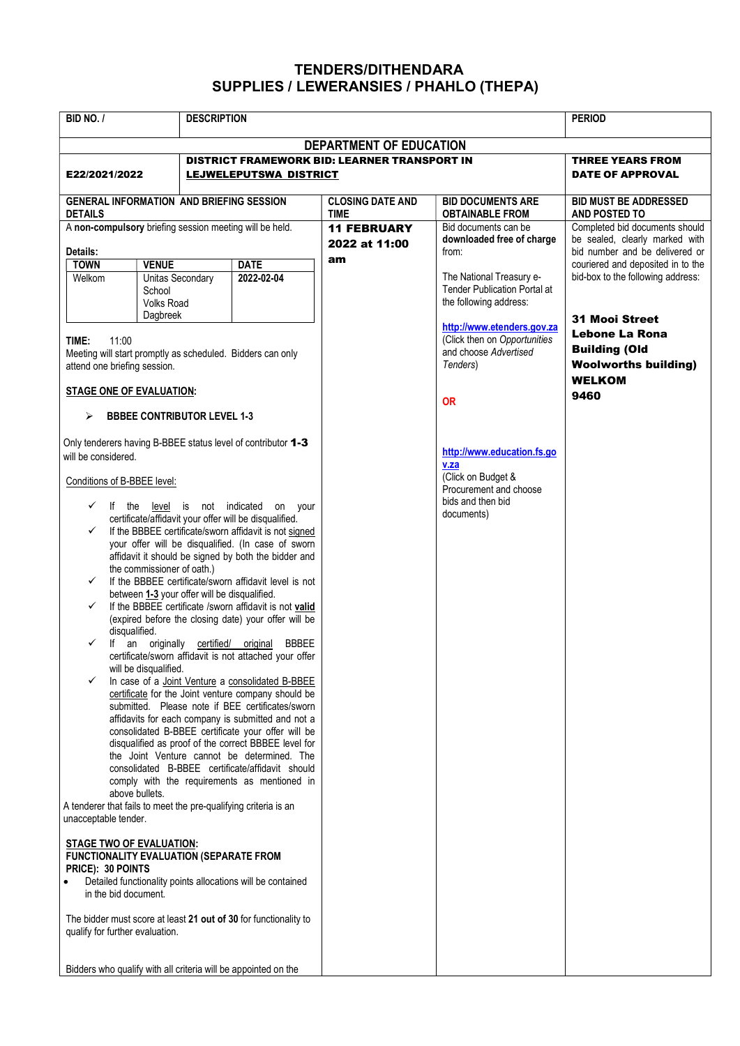# TENDERS/DITHENDARA
## SUPPLIES / LEWERANSIES / PHAHLO (THEPA)

| BID NO. / | DESCRIPTION | | | PERIOD |
|---|---|---|---|---|
| | **DEPARTMENT OF EDUCATION** | | | |
| **E22/2021/2022** | **DISTRICT FRAMEWORK BID: LEARNER TRANSPORT IN LEJWELEPUTSWA DISTRICT** | | | **THREE YEARS FROM DATE OF APPROVAL** |

| GENERAL INFORMATION AND BRIEFING SESSION DETAILS | CLOSING DATE AND TIME | BID DOCUMENTS ARE OBTAINABLE FROM | BID MUST BE ADDRESSED AND POSTED TO |
|---|---|---|---|
| A **non-compulsory** briefing session meeting will be held.<br><br>**Details:**<br>**TOWN:** Welkom<br>**VENUE:** Unitas Secondary School Volks Road Dagbreek<br>**DATE:** 2022-02-04<br><br>**TIME:** 11:00<br>Meeting will start promptly as scheduled. Bidders can only attend one briefing session.<br><br>**STAGE ONE OF EVALUATION:**<br>➢ **BBBEE CONTRIBUTOR LEVEL 1-3**<br><br>Only tenderers having B-BBEE status level of contributor **1-3** will be considered.<br><br>Conditions of B-BBEE level:<br>✓ If the level is not indicated on your certificate/affidavit your offer will be disqualified.<br>✓ If the BBBEE certificate/sworn affidavit is not signed your offer will be disqualified. (In case of sworn affidavit it should be signed by both the bidder and the commissioner of oath.)<br>✓ If the BBBEE certificate/sworn affidavit level is not between **1-3** your offer will be disqualified.<br>✓ If the BBBEE certificate /sworn affidavit is not **valid** (expired before the closing date) your offer will be disqualified.<br>✓ If an originally certified/ original BBBEE certificate/sworn affidavit is not attached your offer will be disqualified.<br>✓ In case of a Joint Venture a consolidated B-BBEE certificate for the Joint venture company should be submitted. Please note if BEE certificates/sworn affidavits for each company is submitted and not a consolidated B-BBEE certificate your offer will be disqualified as proof of the correct BBBEE level for the Joint Venture cannot be determined. The consolidated B-BBEE certificate/affidavit should comply with the requirements as mentioned in above bullets.<br><br>A tenderer that fails to meet the pre-qualifying criteria is an unacceptable tender.<br><br>**STAGE TWO OF EVALUATION:**<br>**FUNCTIONALITY EVALUATION (SEPARATE FROM PRICE): 30 POINTS**<br>• Detailed functionality points allocations will be contained in the bid document.<br><br>The bidder must score at least **21 out of 30** for functionality to qualify for further evaluation.<br><br>Bidders who qualify with all criteria will be appointed on the | **11 FEBRUARY 2022 at 11:00 am** | Bid documents can be **downloaded free of charge** from:<br><br>The National Treasury e-Tender Publication Portal at the following address:<br><br>http://www.etenders.gov.za<br>(Click then on *Opportunities* and choose *Advertised Tenders*)<br><br>**OR**<br><br>http://www.education.fs.gov.za<br>(Click on Budget & Procurement and choose bids and then bid documents) | Completed bid documents should be sealed, clearly marked with bid number and be delivered or couriered and deposited in to the bid-box to the following address:<br><br>**31 Mooi Street**<br>**Lebone La Rona Building (Old Woolworths building)**<br>**WELKOM**<br>**9460** |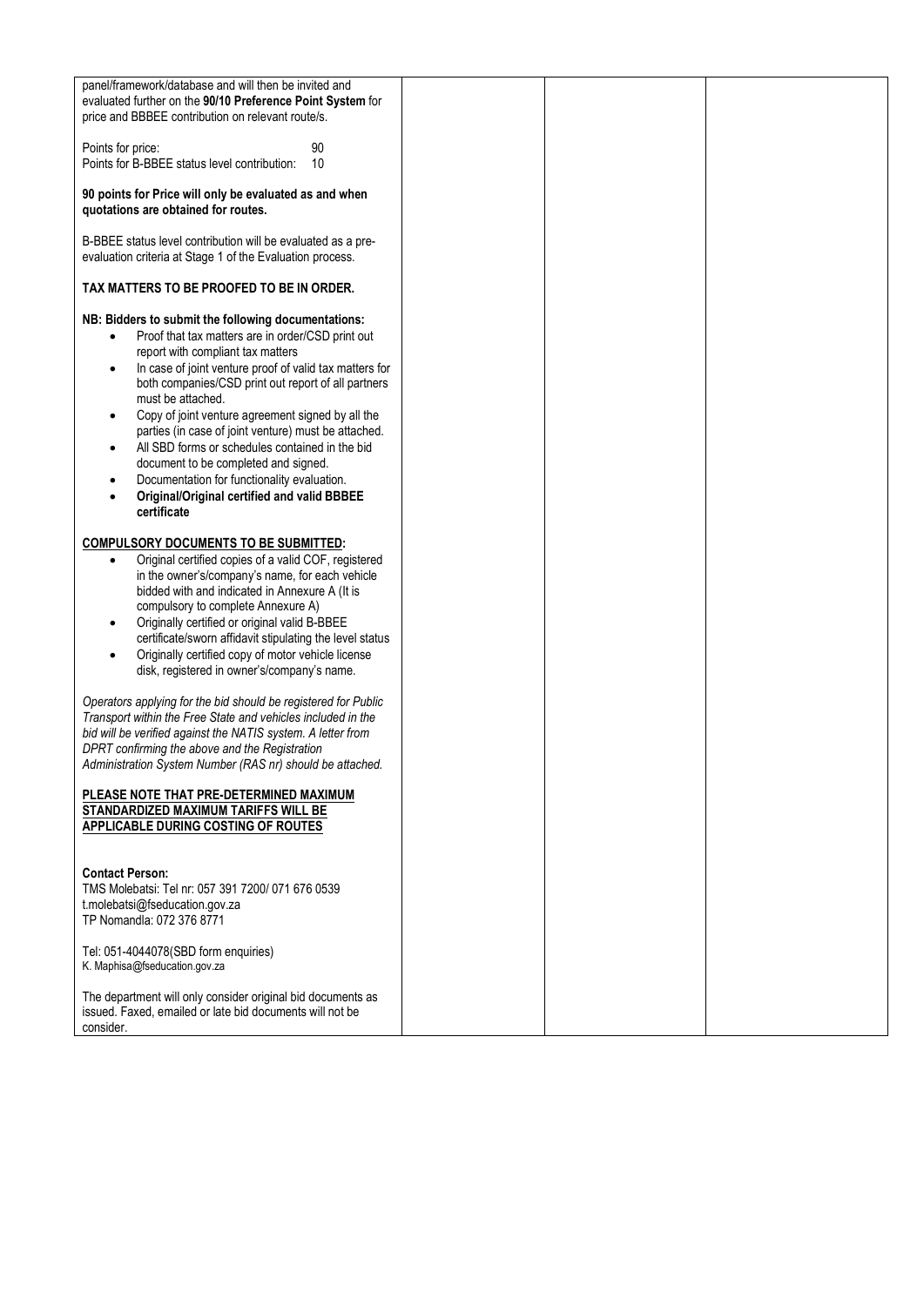| | | | |
|---|---|---|---|
| panel/framework/database and will then be invited and evaluated further on the **90/10 Preference Point System** for price and BBBEE contribution on relevant route/s.<br><br>Points for price: 90<br>Points for B-BBEE status level contribution: 10<br><br>**90 points for Price will only be evaluated as and when quotations are obtained for routes.**<br><br>B-BBEE status level contribution will be evaluated as a pre-evaluation criteria at Stage 1 of the Evaluation process.<br><br>**TAX MATTERS TO BE PROOFED TO BE IN ORDER.**<br><br>**NB: Bidders to submit the following documentations:**<br>• Proof that tax matters are in order/CSD print out report with compliant tax matters<br>• In case of joint venture proof of valid tax matters for both companies/CSD print out report of all partners must be attached.<br>• Copy of joint venture agreement signed by all the parties (in case of joint venture) must be attached.<br>• All SBD forms or schedules contained in the bid document to be completed and signed.<br>• Documentation for functionality evaluation.<br>• **Original/Original certified and valid BBBEE certificate**<br><br>**COMPULSORY DOCUMENTS TO BE SUBMITTED:**<br>• Original certified copies of a valid COF, registered in the owner's/company's name, for each vehicle bidded with and indicated in Annexure A (It is compulsory to complete Annexure A)<br>• Originally certified or original valid B-BBEE certificate/sworn affidavit stipulating the level status<br>• Originally certified copy of motor vehicle license disk, registered in owner's/company's name.<br><br>*Operators applying for the bid should be registered for Public Transport within the Free State and vehicles included in the bid will be verified against the NATIS system. A letter from DPRT confirming the above and the Registration Administration System Number (RAS nr) should be attached.*<br><br>**PLEASE NOTE THAT PRE-DETERMINED MAXIMUM STANDARDIZED MAXIMUM TARIFFS WILL BE APPLICABLE DURING COSTING OF ROUTES**<br><br>**Contact Person:**<br>TMS Molebatsi: Tel nr: 057 391 7200/ 071 676 0539<br>t.molebatsi@fseducation.gov.za<br>TP Nomandla: 072 376 8771<br><br>Tel: 051-4044078(SBD form enquiries)<br>K. Maphisa@fseducation.gov.za<br><br>The department will only consider original bid documents as issued. Faxed, emailed or late bid documents will not be consider. | | | |